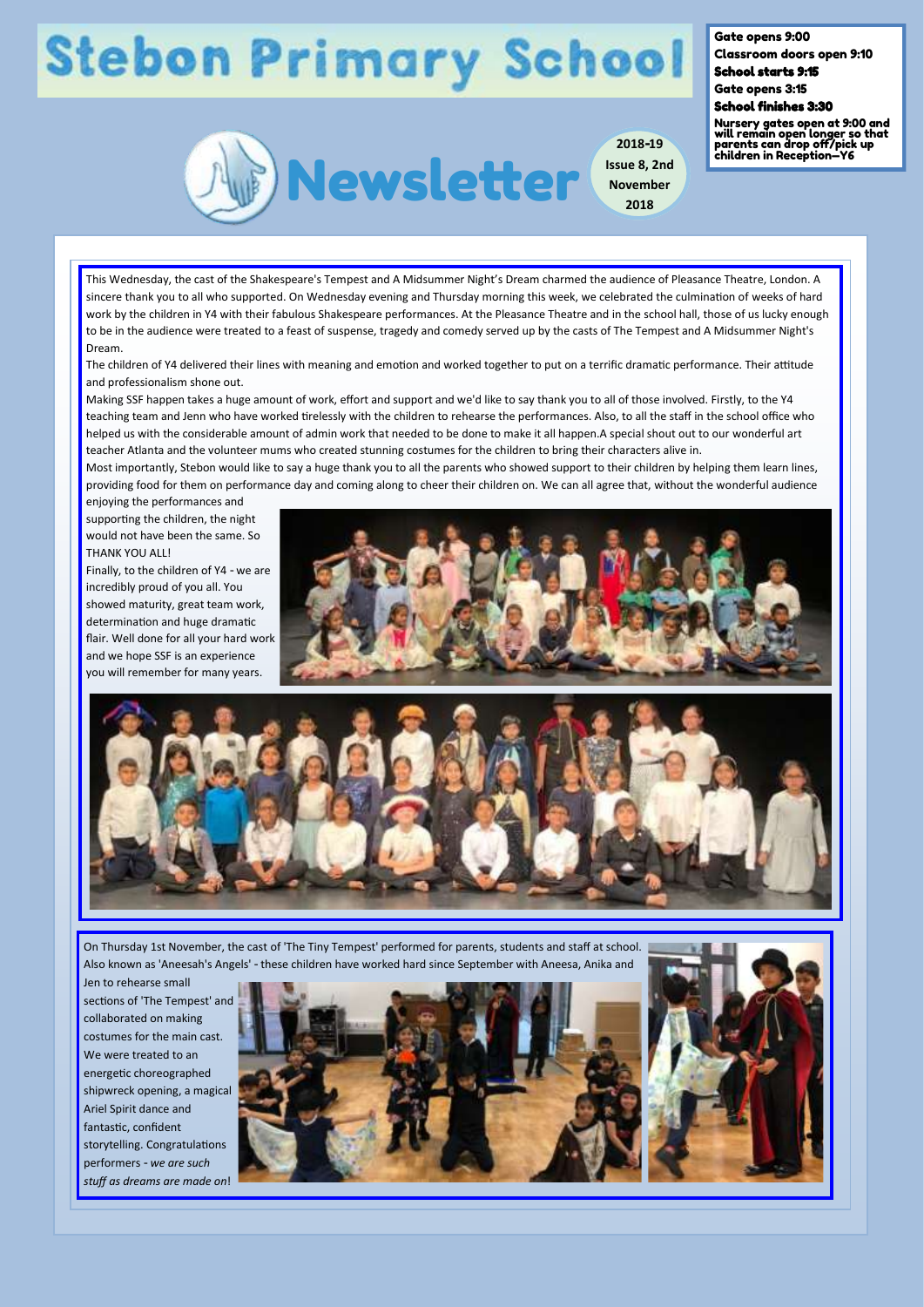# Stebon Primary School

## Newsletter

2018-19 Issue 8, 2nd November 2018

**Gate opens 9:00**
**Classroom doors open 9:10**
**School starts 9:15**
**Gate opens 3:15**
**School finishes 3:30**
**Nursery gates open at 9:00 and will remain open longer so that parents can drop off/pick up children in Reception—Y6**

This Wednesday, the cast of the Shakespeare's Tempest and A Midsummer Night's Dream charmed the audience of Pleasance Theatre, London. A sincere thank you to all who supported. On Wednesday evening and Thursday morning this week, we celebrated the culmination of weeks of hard work by the children in Y4 with their fabulous Shakespeare performances. At the Pleasance Theatre and in the school hall, those of us lucky enough to be in the audience were treated to a feast of suspense, tragedy and comedy served up by the casts of The Tempest and A Midsummer Night's Dream.

The children of Y4 delivered their lines with meaning and emotion and worked together to put on a terrific dramatic performance. Their attitude and professionalism shone out.

Making SSF happen takes a huge amount of work, effort and support and we'd like to say thank you to all of those involved. Firstly, to the Y4 teaching team and Jenn who have worked tirelessly with the children to rehearse the performances. Also, to all the staff in the school office who helped us with the considerable amount of admin work that needed to be done to make it all happen.A special shout out to our wonderful art teacher Atlanta and the volunteer mums who created stunning costumes for the children to bring their characters alive in.

Most importantly, Stebon would like to say a huge thank you to all the parents who showed support to their children by helping them learn lines, providing food for them on performance day and coming along to cheer their children on. We can all agree that, without the wonderful audience enjoying the performances and supporting the children, the night would not have been the same. So THANK YOU ALL!

Finally, to the children of Y4 - we are incredibly proud of you all. You showed maturity, great team work, determination and huge dramatic flair. Well done for all your hard work and we hope SSF is an experience you will remember for many years.

On Thursday 1st November, the cast of 'The Tiny Tempest' performed for parents, students and staff at school. Also known as 'Aneesah's Angels' - these children have worked hard since September with Aneesa, Anika and Jen to rehearse small sections of 'The Tempest' and collaborated on making costumes for the main cast. We were treated to an energetic choreographed shipwreck opening, a magical Ariel Spirit dance and fantastic, confident storytelling. Congratulations performers - *we are such stuff as dreams are made on*!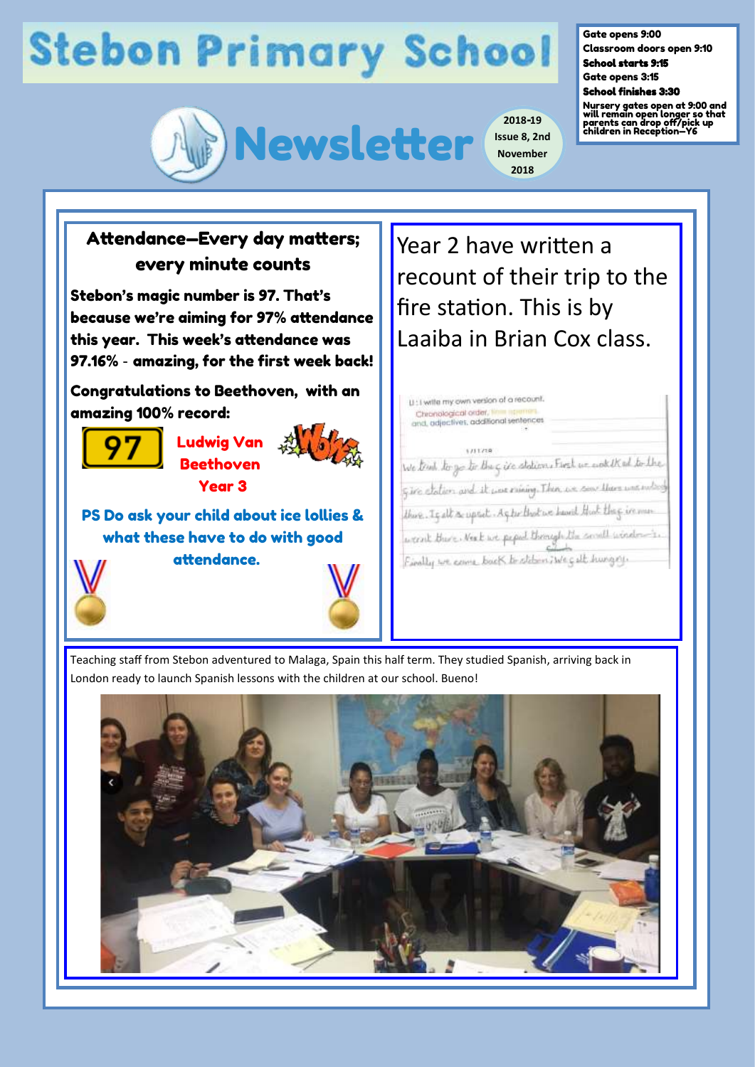# Stebon Primary School

**Gate opens 9:00**
**Classroom doors open 9:10**
**School starts 9:15**
**Gate opens 3:15**
**School finishes 3:30**
**Nursery gates open at 9:00 and will remain open longer so that parents can drop off/pick up children in Reception—Y6**

## Newsletter

2018-19
Issue 8, 2nd November 2018

### Attendance—Every day matters; every minute counts

**Stebon's magic number is 97. That's because we're aiming for 97% attendance this year. This week's attendance was 97.16% - amazing, for the first week back!**

**Congratulations to Beethoven, with an amazing 100% record:**

97

**Ludwig Van Beethoven**
**Year 3**

WOW!

**PS Do ask your child about ice lollies & what these have to do with good attendance.**

### Year 2 have written a recount of their trip to the fire station. This is by Laaiba in Brian Cox class.

L.I: I write my own version of a recount.
Chronological order, time openers and, adjectives, additional sentences

1/11/18

We tried to go to the fire station. First we walked to the fire station and it was raining. Then we saw there was nobody there. I felt so upset. After that we heard that the fire man went there. Next we peped through the small window. Finally we came back to stebon. We felt hungry.

Teaching staff from Stebon adventured to Malaga, Spain this half term. They studied Spanish, arriving back in London ready to launch Spanish lessons with the children at our school. Bueno!